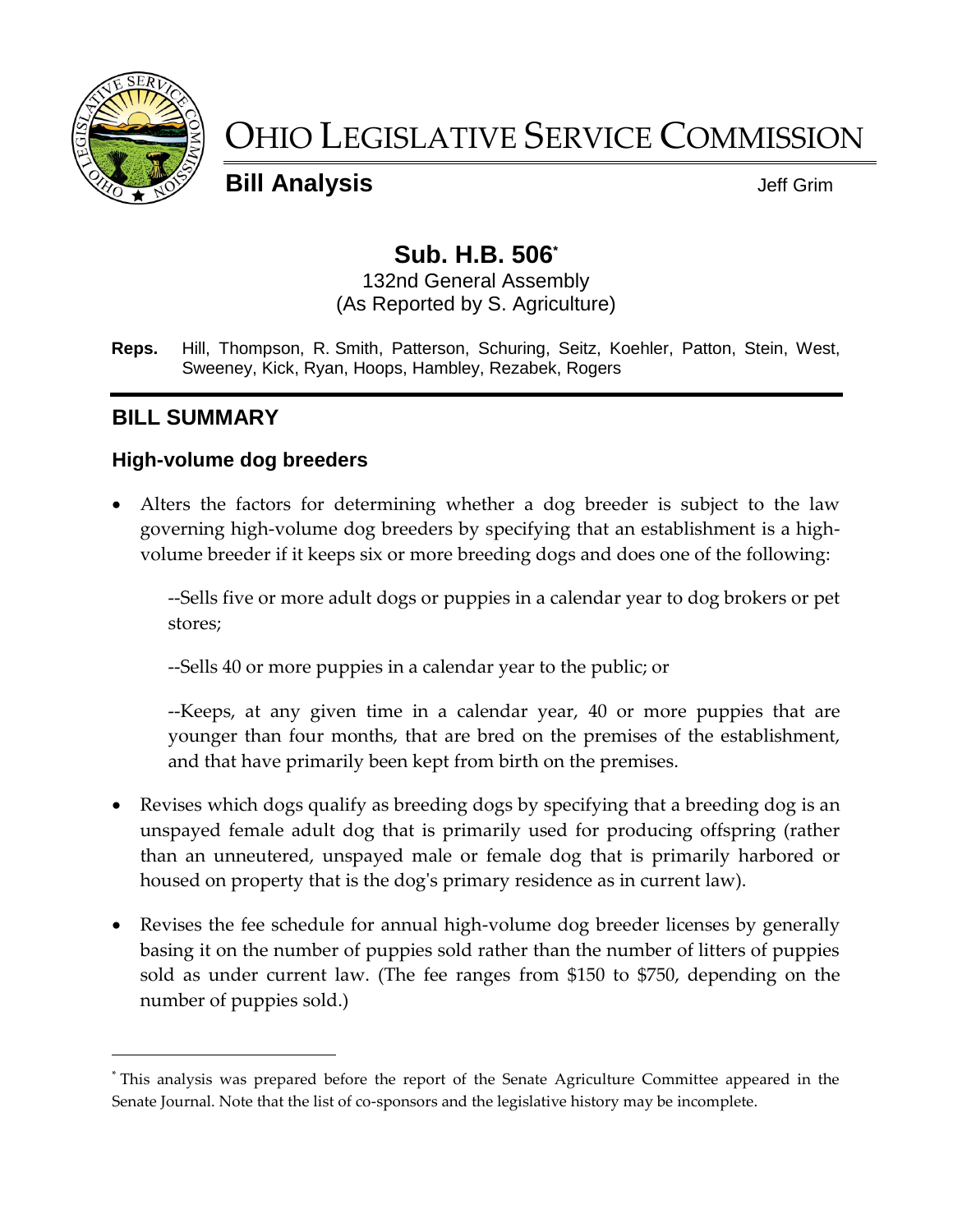# OHIO LEGISLATIVE SERVICE COMMISSION

**Bill Analysis** Jeff Grim

## Sub. H.B. 506*

132nd General Assembly
(As Reported by S. Agriculture)

**Reps.** Hill, Thompson, R. Smith, Patterson, Schuring, Seitz, Koehler, Patton, Stein, West, Sweeney, Kick, Ryan, Hoops, Hambley, Rezabek, Rogers

## BILL SUMMARY

### High-volume dog breeders

- Alters the factors for determining whether a dog breeder is subject to the law governing high-volume dog breeders by specifying that an establishment is a high-volume breeder if it keeps six or more breeding dogs and does one of the following:

  --Sells five or more adult dogs or puppies in a calendar year to dog brokers or pet stores;

  --Sells 40 or more puppies in a calendar year to the public; or

  --Keeps, at any given time in a calendar year, 40 or more puppies that are younger than four months, that are bred on the premises of the establishment, and that have primarily been kept from birth on the premises.

- Revises which dogs qualify as breeding dogs by specifying that a breeding dog is an unspayed female adult dog that is primarily used for producing offspring (rather than an unneutered, unspayed male or female dog that is primarily harbored or housed on property that is the dog's primary residence as in current law).

- Revises the fee schedule for annual high-volume dog breeder licenses by generally basing it on the number of puppies sold rather than the number of litters of puppies sold as under current law. (The fee ranges from $150 to $750, depending on the number of puppies sold.)

---

* This analysis was prepared before the report of the Senate Agriculture Committee appeared in the Senate Journal. Note that the list of co-sponsors and the legislative history may be incomplete.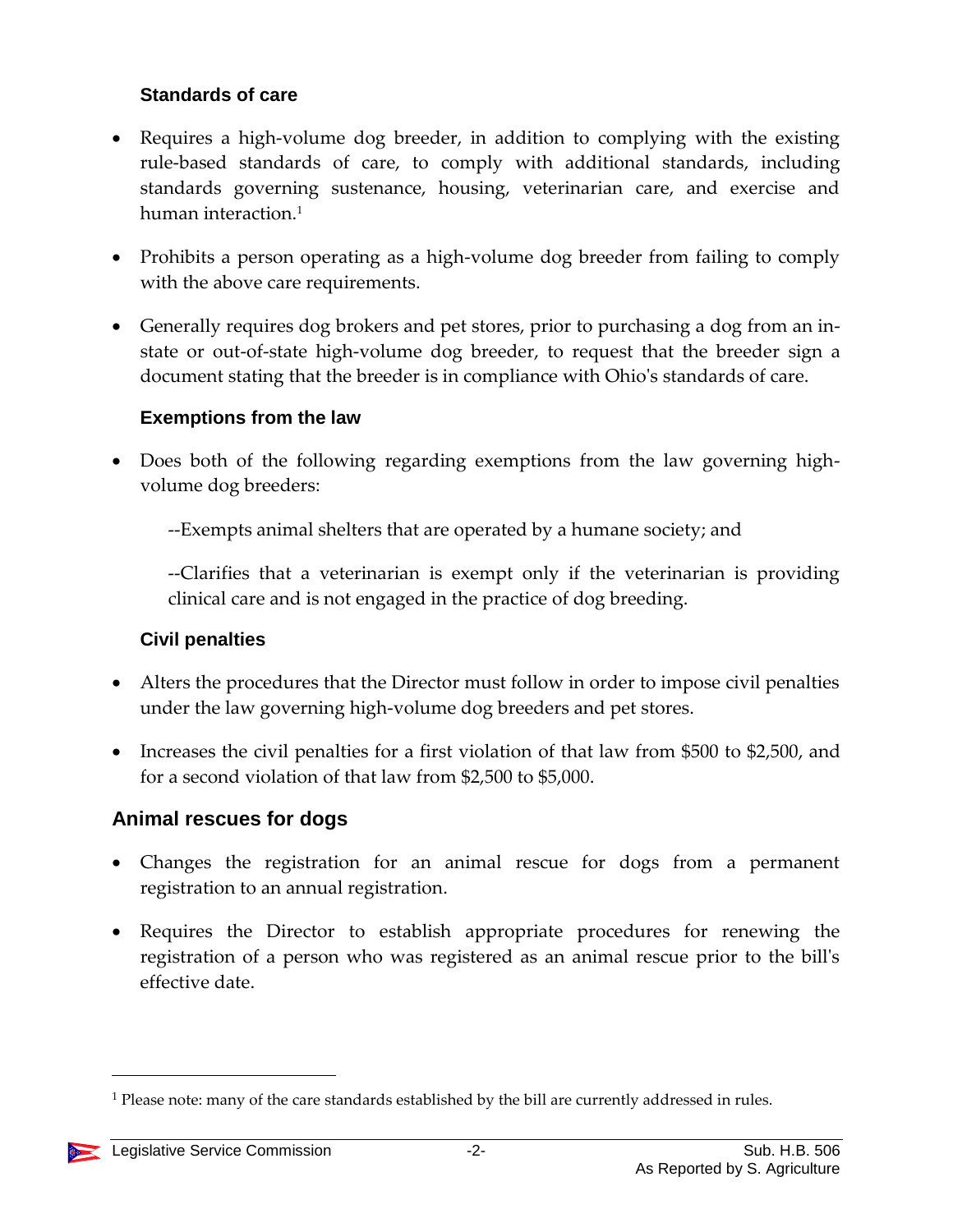### Standards of care

- Requires a high-volume dog breeder, in addition to complying with the existing rule-based standards of care, to comply with additional standards, including standards governing sustenance, housing, veterinarian care, and exercise and human interaction.[1]
- Prohibits a person operating as a high-volume dog breeder from failing to comply with the above care requirements.
- Generally requires dog brokers and pet stores, prior to purchasing a dog from an in-state or out-of-state high-volume dog breeder, to request that the breeder sign a document stating that the breeder is in compliance with Ohio's standards of care.

### Exemptions from the law

- Does both of the following regarding exemptions from the law governing high-volume dog breeders:

  --Exempts animal shelters that are operated by a humane society; and

  --Clarifies that a veterinarian is exempt only if the veterinarian is providing clinical care and is not engaged in the practice of dog breeding.

### Civil penalties

- Alters the procedures that the Director must follow in order to impose civil penalties under the law governing high-volume dog breeders and pet stores.
- Increases the civil penalties for a first violation of that law from $500 to $2,500, and for a second violation of that law from $2,500 to $5,000.

## Animal rescues for dogs

- Changes the registration for an animal rescue for dogs from a permanent registration to an annual registration.
- Requires the Director to establish appropriate procedures for renewing the registration of a person who was registered as an animal rescue prior to the bill's effective date.

[1] Please note: many of the care standards established by the bill are currently addressed in rules.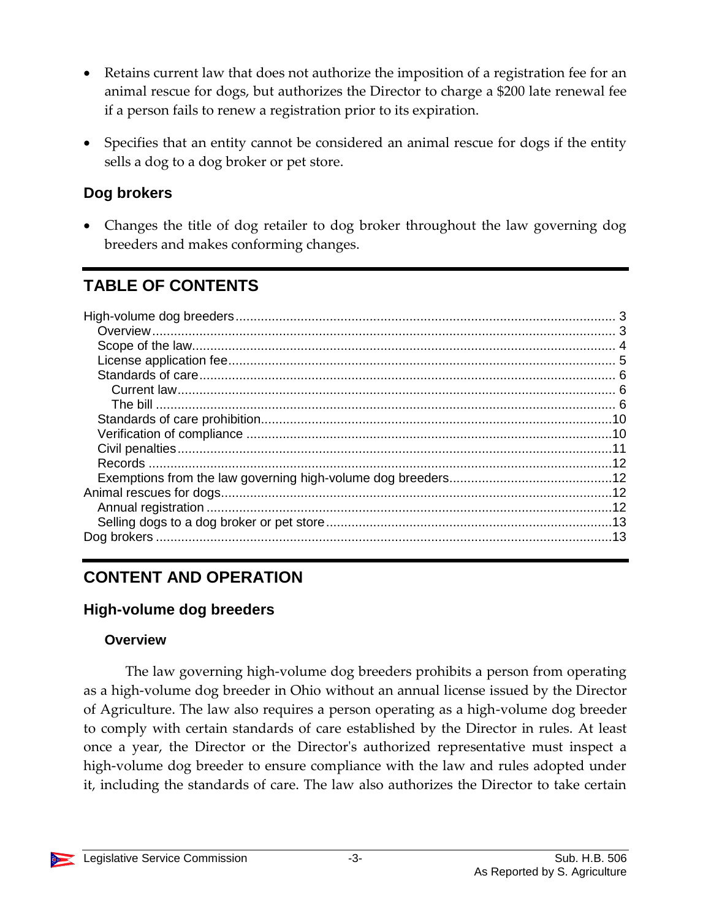- Retains current law that does not authorize the imposition of a registration fee for an animal rescue for dogs, but authorizes the Director to charge a $200 late renewal fee if a person fails to renew a registration prior to its expiration.
- Specifies that an entity cannot be considered an animal rescue for dogs if the entity sells a dog to a dog broker or pet store.

### Dog brokers

- Changes the title of dog retailer to dog broker throughout the law governing dog breeders and makes conforming changes.

## TABLE OF CONTENTS

High-volume dog breeders ........................................ 3
- Overview ........................................ 3
- Scope of the law ........................................ 4
- License application fee ........................................ 5
- Standards of care ........................................ 6
  - Current law ........................................ 6
  - The bill ........................................ 6
- Standards of care prohibition ........................................ 10
- Verification of compliance ........................................ 10
- Civil penalties ........................................ 11
- Records ........................................ 12
- Exemptions from the law governing high-volume dog breeders ........................................ 12

Animal rescues for dogs ........................................ 12
- Annual registration ........................................ 12
- Selling dogs to a dog broker or pet store ........................................ 13

Dog brokers ........................................ 13

## CONTENT AND OPERATION

### High-volume dog breeders

#### Overview

The law governing high-volume dog breeders prohibits a person from operating as a high-volume dog breeder in Ohio without an annual license issued by the Director of Agriculture. The law also requires a person operating as a high-volume dog breeder to comply with certain standards of care established by the Director in rules. At least once a year, the Director or the Director's authorized representative must inspect a high-volume dog breeder to ensure compliance with the law and rules adopted under it, including the standards of care. The law also authorizes the Director to take certain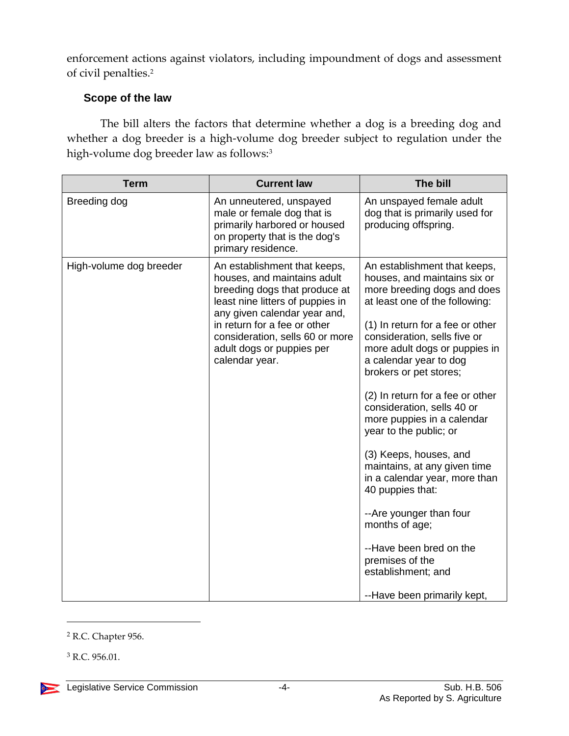enforcement actions against violators, including impoundment of dogs and assessment of civil penalties.[2]

### Scope of the law

The bill alters the factors that determine whether a dog is a breeding dog and whether a dog breeder is a high-volume dog breeder subject to regulation under the high-volume dog breeder law as follows:[3]

| Term | Current law | The bill |
|---|---|---|
| Breeding dog | An unneutered, unspayed male or female dog that is primarily harbored or housed on property that is the dog's primary residence. | An unspayed female adult dog that is primarily used for producing offspring. |
| High-volume dog breeder | An establishment that keeps, houses, and maintains adult breeding dogs that produce at least nine litters of puppies in any given calendar year and, in return for a fee or other consideration, sells 60 or more adult dogs or puppies per calendar year. | An establishment that keeps, houses, and maintains six or more breeding dogs and does at least one of the following:<br><br>(1) In return for a fee or other consideration, sells five or more adult dogs or puppies in a calendar year to dog brokers or pet stores;<br><br>(2) In return for a fee or other consideration, sells 40 or more puppies in a calendar year to the public; or<br><br>(3) Keeps, houses, and maintains, at any given time in a calendar year, more than 40 puppies that:<br><br>--Are younger than four months of age;<br><br>--Have been bred on the premises of the establishment; and<br><br>--Have been primarily kept, |

[2] R.C. Chapter 956.

[3] R.C. 956.01.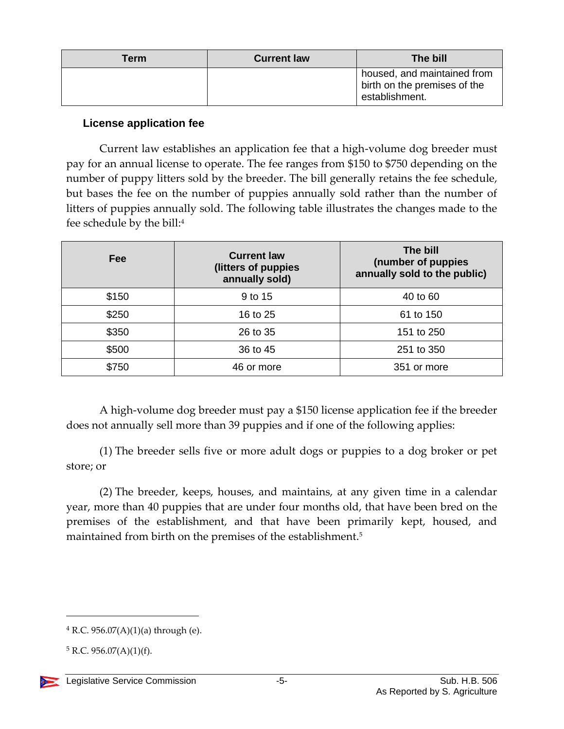| Term | Current law | The bill |
|---|---|---|
| | | housed, and maintained from birth on the premises of the establishment. |

### License application fee

Current law establishes an application fee that a high-volume dog breeder must pay for an annual license to operate. The fee ranges from $150 to $750 depending on the number of puppy litters sold by the breeder. The bill generally retains the fee schedule, but bases the fee on the number of puppies annually sold rather than the number of litters of puppies annually sold. The following table illustrates the changes made to the fee schedule by the bill:[4]

| Fee | Current law (litters of puppies annually sold) | The bill (number of puppies annually sold to the public) |
|---|---|---|
| $150 | 9 to 15 | 40 to 60 |
| $250 | 16 to 25 | 61 to 150 |
| $350 | 26 to 35 | 151 to 250 |
| $500 | 36 to 45 | 251 to 350 |
| $750 | 46 or more | 351 or more |

A high-volume dog breeder must pay a $150 license application fee if the breeder does not annually sell more than 39 puppies and if one of the following applies:

(1) The breeder sells five or more adult dogs or puppies to a dog broker or pet store; or

(2) The breeder, keeps, houses, and maintains, at any given time in a calendar year, more than 40 puppies that are under four months old, that have been bred on the premises of the establishment, and that have been primarily kept, housed, and maintained from birth on the premises of the establishment.[5]

---

[4] R.C. 956.07(A)(1)(a) through (e).

[5] R.C. 956.07(A)(1)(f).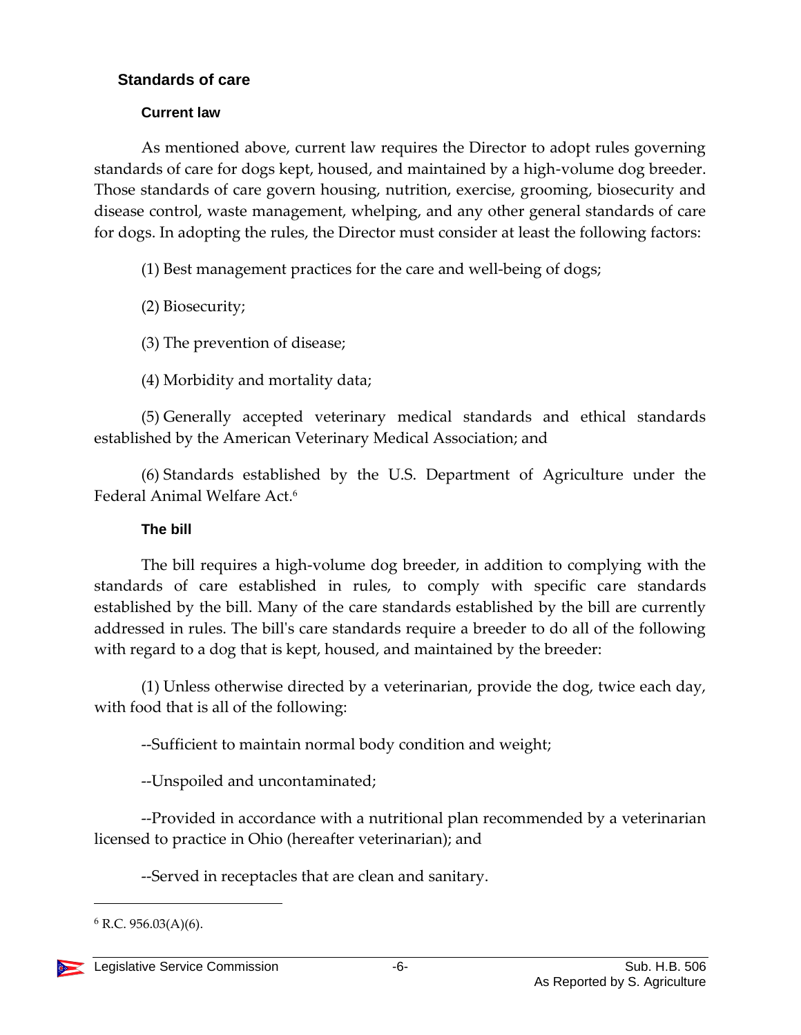## Standards of care

### Current law

As mentioned above, current law requires the Director to adopt rules governing standards of care for dogs kept, housed, and maintained by a high-volume dog breeder. Those standards of care govern housing, nutrition, exercise, grooming, biosecurity and disease control, waste management, whelping, and any other general standards of care for dogs. In adopting the rules, the Director must consider at least the following factors:

(1) Best management practices for the care and well-being of dogs;

(2) Biosecurity;

(3) The prevention of disease;

(4) Morbidity and mortality data;

(5) Generally accepted veterinary medical standards and ethical standards established by the American Veterinary Medical Association; and

(6) Standards established by the U.S. Department of Agriculture under the Federal Animal Welfare Act.[6]

### The bill

The bill requires a high-volume dog breeder, in addition to complying with the standards of care established in rules, to comply with specific care standards established by the bill. Many of the care standards established by the bill are currently addressed in rules. The bill's care standards require a breeder to do all of the following with regard to a dog that is kept, housed, and maintained by the breeder:

(1) Unless otherwise directed by a veterinarian, provide the dog, twice each day, with food that is all of the following:

--Sufficient to maintain normal body condition and weight;

--Unspoiled and uncontaminated;

--Provided in accordance with a nutritional plan recommended by a veterinarian licensed to practice in Ohio (hereafter veterinarian); and

--Served in receptacles that are clean and sanitary.

---

[6] R.C. 956.03(A)(6).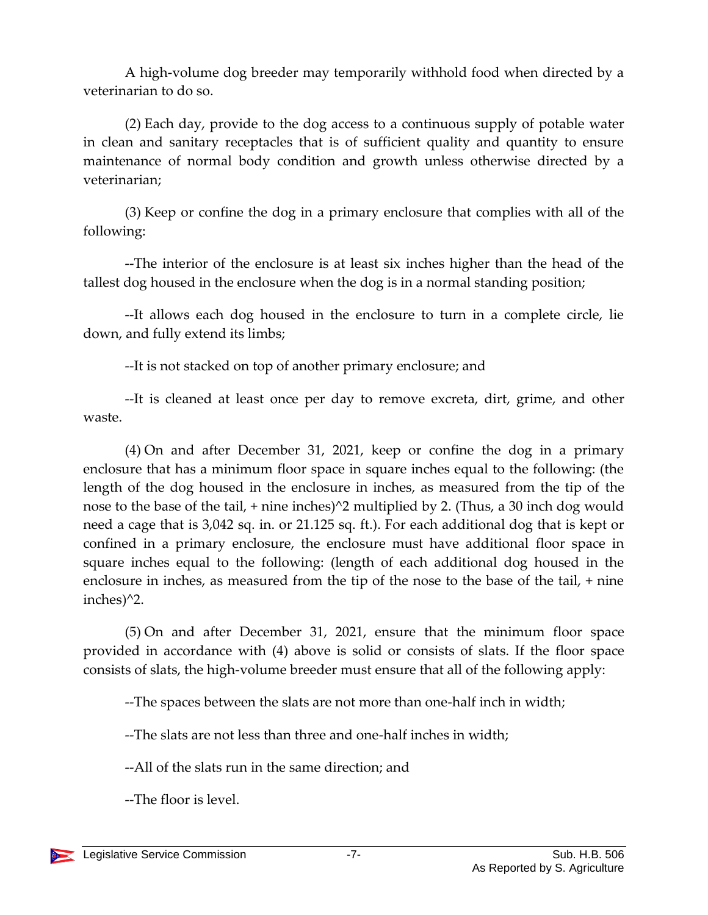A high-volume dog breeder may temporarily withhold food when directed by a veterinarian to do so.

(2) Each day, provide to the dog access to a continuous supply of potable water in clean and sanitary receptacles that is of sufficient quality and quantity to ensure maintenance of normal body condition and growth unless otherwise directed by a veterinarian;

(3) Keep or confine the dog in a primary enclosure that complies with all of the following:

--The interior of the enclosure is at least six inches higher than the head of the tallest dog housed in the enclosure when the dog is in a normal standing position;

--It allows each dog housed in the enclosure to turn in a complete circle, lie down, and fully extend its limbs;

--It is not stacked on top of another primary enclosure; and

--It is cleaned at least once per day to remove excreta, dirt, grime, and other waste.

(4) On and after December 31, 2021, keep or confine the dog in a primary enclosure that has a minimum floor space in square inches equal to the following: (the length of the dog housed in the enclosure in inches, as measured from the tip of the nose to the base of the tail, + nine inches)^2 multiplied by 2. (Thus, a 30 inch dog would need a cage that is 3,042 sq. in. or 21.125 sq. ft.). For each additional dog that is kept or confined in a primary enclosure, the enclosure must have additional floor space in square inches equal to the following: (length of each additional dog housed in the enclosure in inches, as measured from the tip of the nose to the base of the tail, + nine inches)^2.

(5) On and after December 31, 2021, ensure that the minimum floor space provided in accordance with (4) above is solid or consists of slats. If the floor space consists of slats, the high-volume breeder must ensure that all of the following apply:

--The spaces between the slats are not more than one-half inch in width;

--The slats are not less than three and one-half inches in width;

--All of the slats run in the same direction; and

--The floor is level.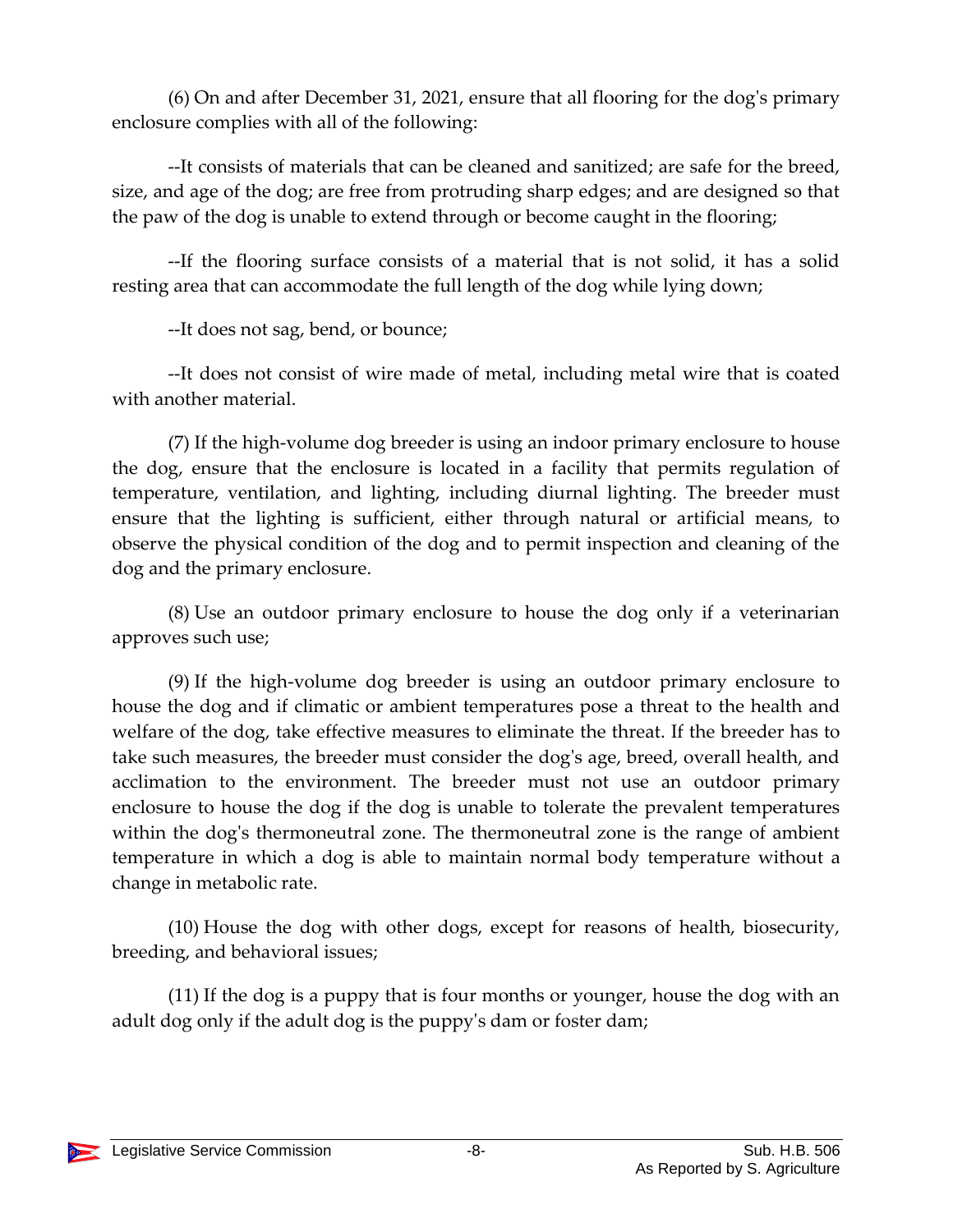(6) On and after December 31, 2021, ensure that all flooring for the dog's primary enclosure complies with all of the following:

--It consists of materials that can be cleaned and sanitized; are safe for the breed, size, and age of the dog; are free from protruding sharp edges; and are designed so that the paw of the dog is unable to extend through or become caught in the flooring;

--If the flooring surface consists of a material that is not solid, it has a solid resting area that can accommodate the full length of the dog while lying down;

--It does not sag, bend, or bounce;

--It does not consist of wire made of metal, including metal wire that is coated with another material.

(7) If the high-volume dog breeder is using an indoor primary enclosure to house the dog, ensure that the enclosure is located in a facility that permits regulation of temperature, ventilation, and lighting, including diurnal lighting. The breeder must ensure that the lighting is sufficient, either through natural or artificial means, to observe the physical condition of the dog and to permit inspection and cleaning of the dog and the primary enclosure.

(8) Use an outdoor primary enclosure to house the dog only if a veterinarian approves such use;

(9) If the high-volume dog breeder is using an outdoor primary enclosure to house the dog and if climatic or ambient temperatures pose a threat to the health and welfare of the dog, take effective measures to eliminate the threat. If the breeder has to take such measures, the breeder must consider the dog's age, breed, overall health, and acclimation to the environment. The breeder must not use an outdoor primary enclosure to house the dog if the dog is unable to tolerate the prevalent temperatures within the dog's thermoneutral zone. The thermoneutral zone is the range of ambient temperature in which a dog is able to maintain normal body temperature without a change in metabolic rate.

(10) House the dog with other dogs, except for reasons of health, biosecurity, breeding, and behavioral issues;

(11) If the dog is a puppy that is four months or younger, house the dog with an adult dog only if the adult dog is the puppy's dam or foster dam;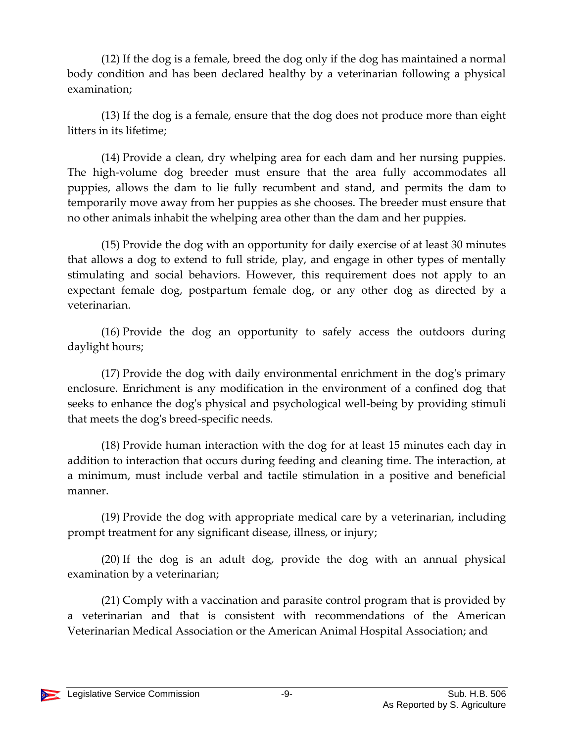(12) If the dog is a female, breed the dog only if the dog has maintained a normal body condition and has been declared healthy by a veterinarian following a physical examination;

(13) If the dog is a female, ensure that the dog does not produce more than eight litters in its lifetime;

(14) Provide a clean, dry whelping area for each dam and her nursing puppies. The high-volume dog breeder must ensure that the area fully accommodates all puppies, allows the dam to lie fully recumbent and stand, and permits the dam to temporarily move away from her puppies as she chooses. The breeder must ensure that no other animals inhabit the whelping area other than the dam and her puppies.

(15) Provide the dog with an opportunity for daily exercise of at least 30 minutes that allows a dog to extend to full stride, play, and engage in other types of mentally stimulating and social behaviors. However, this requirement does not apply to an expectant female dog, postpartum female dog, or any other dog as directed by a veterinarian.

(16) Provide the dog an opportunity to safely access the outdoors during daylight hours;

(17) Provide the dog with daily environmental enrichment in the dog's primary enclosure. Enrichment is any modification in the environment of a confined dog that seeks to enhance the dog's physical and psychological well-being by providing stimuli that meets the dog's breed-specific needs.

(18) Provide human interaction with the dog for at least 15 minutes each day in addition to interaction that occurs during feeding and cleaning time. The interaction, at a minimum, must include verbal and tactile stimulation in a positive and beneficial manner.

(19) Provide the dog with appropriate medical care by a veterinarian, including prompt treatment for any significant disease, illness, or injury;

(20) If the dog is an adult dog, provide the dog with an annual physical examination by a veterinarian;

(21) Comply with a vaccination and parasite control program that is provided by a veterinarian and that is consistent with recommendations of the American Veterinarian Medical Association or the American Animal Hospital Association; and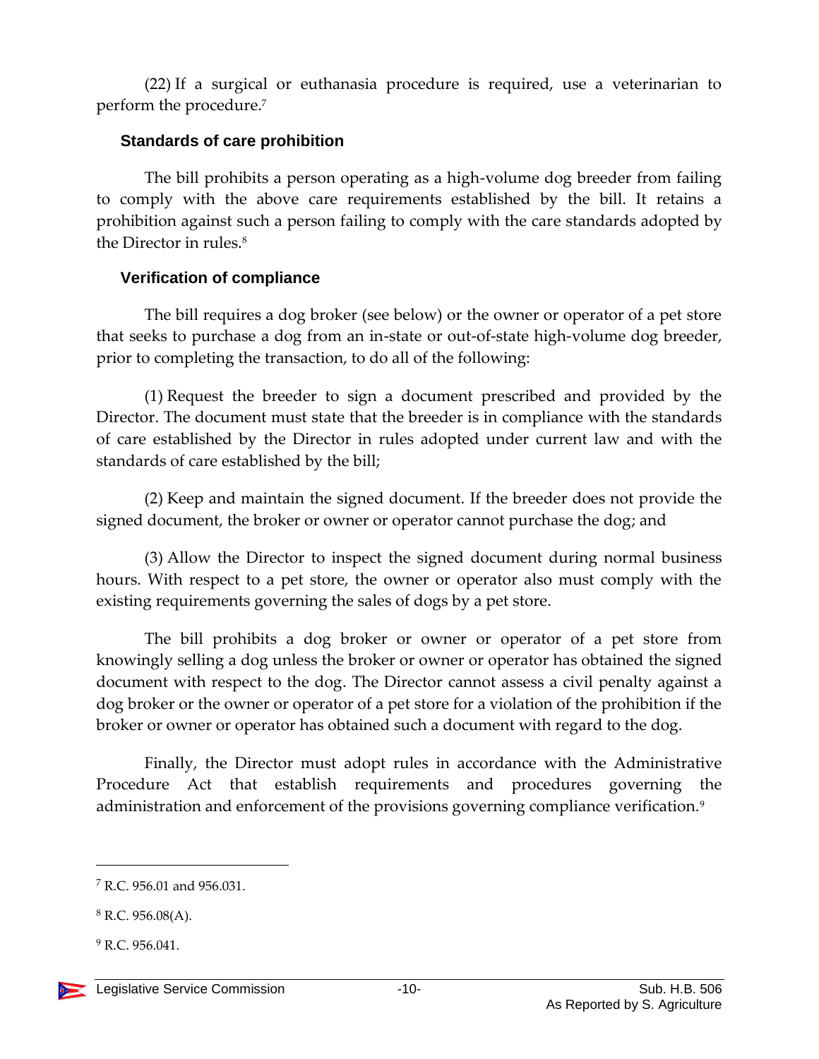(22) If a surgical or euthanasia procedure is required, use a veterinarian to perform the procedure.[7]

### Standards of care prohibition

The bill prohibits a person operating as a high-volume dog breeder from failing to comply with the above care requirements established by the bill. It retains a prohibition against such a person failing to comply with the care standards adopted by the Director in rules.[8]

### Verification of compliance

The bill requires a dog broker (see below) or the owner or operator of a pet store that seeks to purchase a dog from an in-state or out-of-state high-volume dog breeder, prior to completing the transaction, to do all of the following:

(1) Request the breeder to sign a document prescribed and provided by the Director. The document must state that the breeder is in compliance with the standards of care established by the Director in rules adopted under current law and with the standards of care established by the bill;

(2) Keep and maintain the signed document. If the breeder does not provide the signed document, the broker or owner or operator cannot purchase the dog; and

(3) Allow the Director to inspect the signed document during normal business hours. With respect to a pet store, the owner or operator also must comply with the existing requirements governing the sales of dogs by a pet store.

The bill prohibits a dog broker or owner or operator of a pet store from knowingly selling a dog unless the broker or owner or operator has obtained the signed document with respect to the dog. The Director cannot assess a civil penalty against a dog broker or the owner or operator of a pet store for a violation of the prohibition if the broker or owner or operator has obtained such a document with regard to the dog.

Finally, the Director must adopt rules in accordance with the Administrative Procedure Act that establish requirements and procedures governing the administration and enforcement of the provisions governing compliance verification.[9]

---

[7] R.C. 956.01 and 956.031.

[8] R.C. 956.08(A).

[9] R.C. 956.041.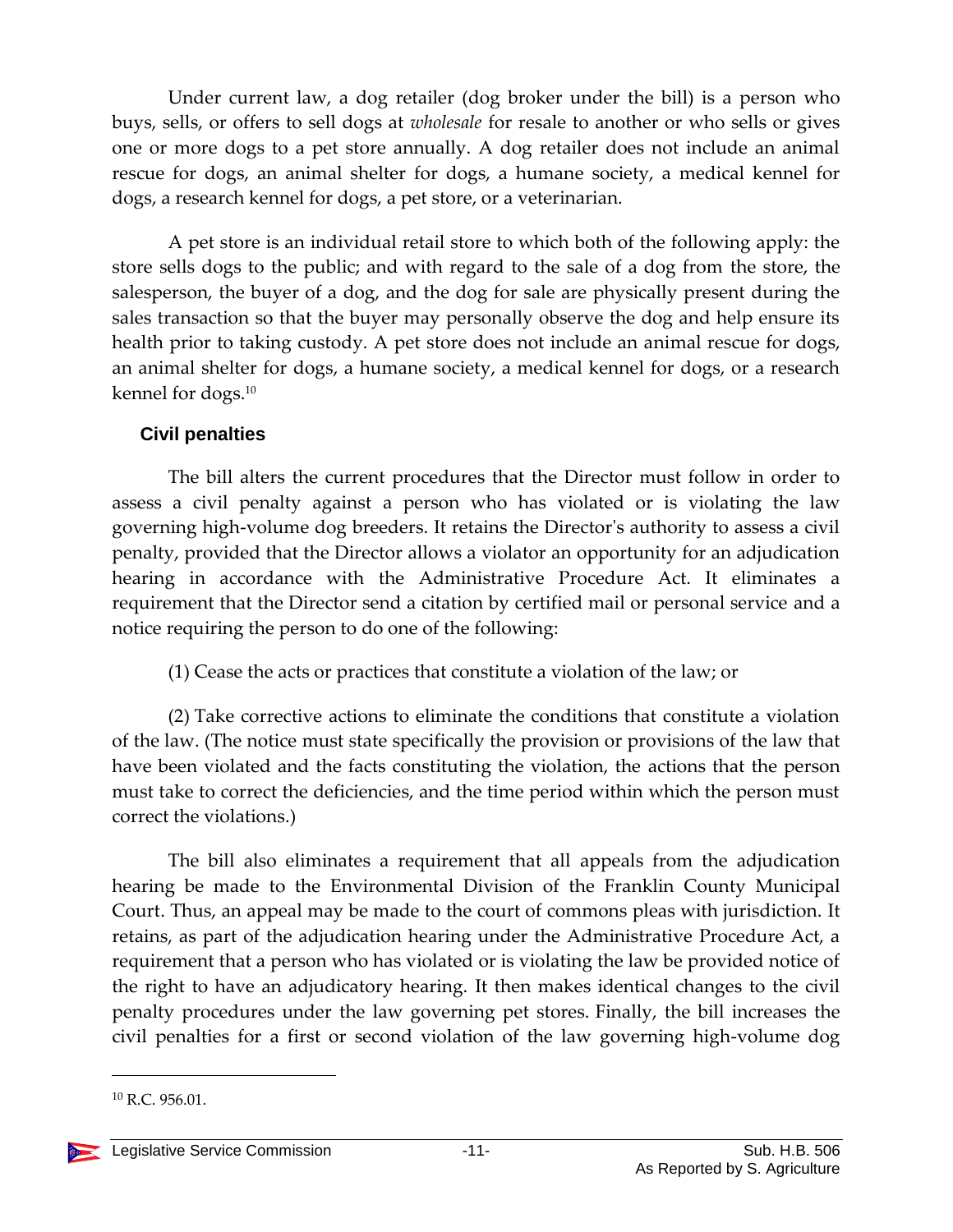Under current law, a dog retailer (dog broker under the bill) is a person who buys, sells, or offers to sell dogs at *wholesale* for resale to another or who sells or gives one or more dogs to a pet store annually. A dog retailer does not include an animal rescue for dogs, an animal shelter for dogs, a humane society, a medical kennel for dogs, a research kennel for dogs, a pet store, or a veterinarian.

A pet store is an individual retail store to which both of the following apply: the store sells dogs to the public; and with regard to the sale of a dog from the store, the salesperson, the buyer of a dog, and the dog for sale are physically present during the sales transaction so that the buyer may personally observe the dog and help ensure its health prior to taking custody. A pet store does not include an animal rescue for dogs, an animal shelter for dogs, a humane society, a medical kennel for dogs, or a research kennel for dogs.[10]

### Civil penalties

The bill alters the current procedures that the Director must follow in order to assess a civil penalty against a person who has violated or is violating the law governing high-volume dog breeders. It retains the Director's authority to assess a civil penalty, provided that the Director allows a violator an opportunity for an adjudication hearing in accordance with the Administrative Procedure Act. It eliminates a requirement that the Director send a citation by certified mail or personal service and a notice requiring the person to do one of the following:

(1) Cease the acts or practices that constitute a violation of the law; or

(2) Take corrective actions to eliminate the conditions that constitute a violation of the law. (The notice must state specifically the provision or provisions of the law that have been violated and the facts constituting the violation, the actions that the person must take to correct the deficiencies, and the time period within which the person must correct the violations.)

The bill also eliminates a requirement that all appeals from the adjudication hearing be made to the Environmental Division of the Franklin County Municipal Court. Thus, an appeal may be made to the court of commons pleas with jurisdiction. It retains, as part of the adjudication hearing under the Administrative Procedure Act, a requirement that a person who has violated or is violating the law be provided notice of the right to have an adjudicatory hearing. It then makes identical changes to the civil penalty procedures under the law governing pet stores. Finally, the bill increases the civil penalties for a first or second violation of the law governing high-volume dog

---

[10] R.C. 956.01.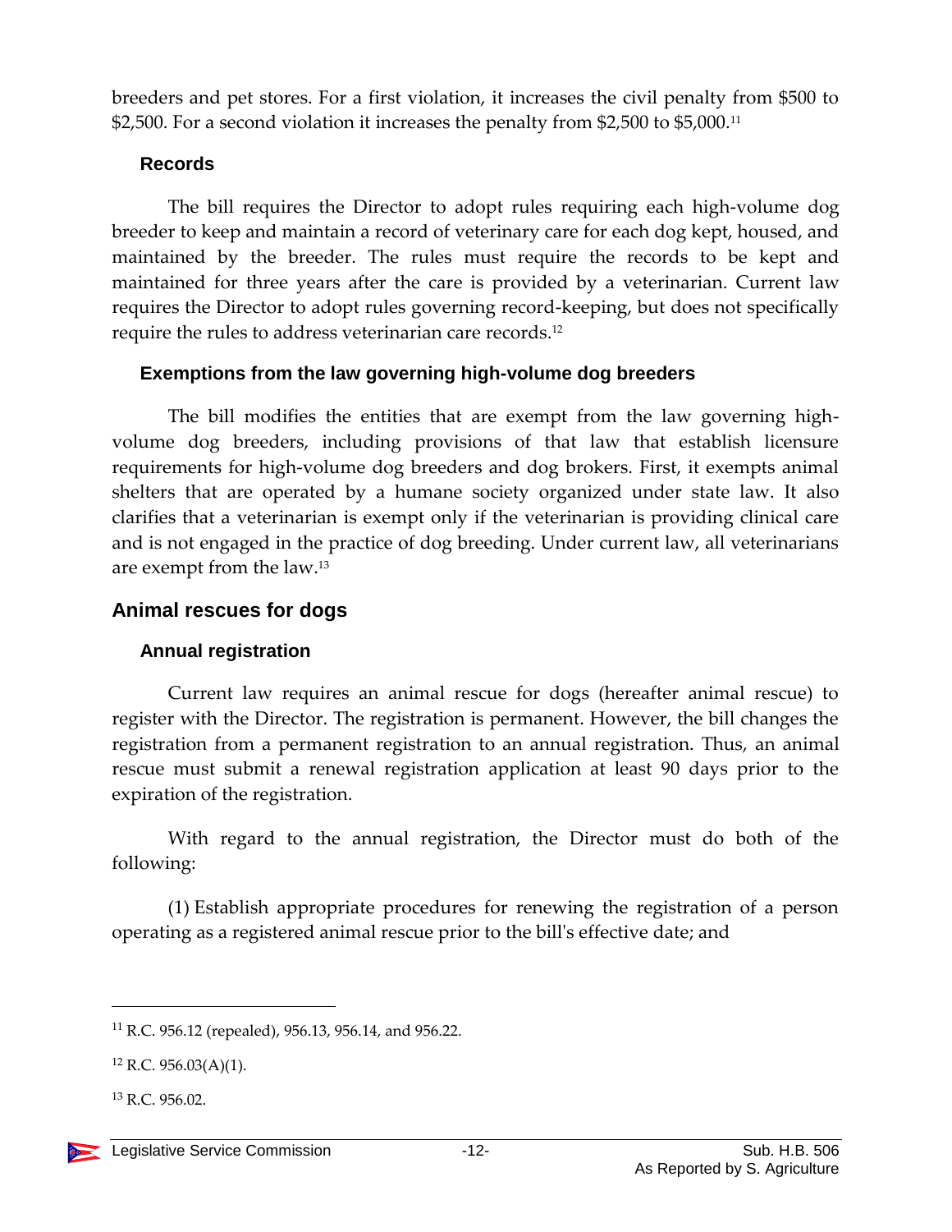breeders and pet stores. For a first violation, it increases the civil penalty from $500 to $2,500. For a second violation it increases the penalty from $2,500 to $5,000.[11]

### Records

The bill requires the Director to adopt rules requiring each high-volume dog breeder to keep and maintain a record of veterinary care for each dog kept, housed, and maintained by the breeder. The rules must require the records to be kept and maintained for three years after the care is provided by a veterinarian. Current law requires the Director to adopt rules governing record-keeping, but does not specifically require the rules to address veterinarian care records.[12]

### Exemptions from the law governing high-volume dog breeders

The bill modifies the entities that are exempt from the law governing high-volume dog breeders, including provisions of that law that establish licensure requirements for high-volume dog breeders and dog brokers. First, it exempts animal shelters that are operated by a humane society organized under state law. It also clarifies that a veterinarian is exempt only if the veterinarian is providing clinical care and is not engaged in the practice of dog breeding. Under current law, all veterinarians are exempt from the law.[13]

## Animal rescues for dogs

### Annual registration

Current law requires an animal rescue for dogs (hereafter animal rescue) to register with the Director. The registration is permanent. However, the bill changes the registration from a permanent registration to an annual registration. Thus, an animal rescue must submit a renewal registration application at least 90 days prior to the expiration of the registration.

With regard to the annual registration, the Director must do both of the following:

(1) Establish appropriate procedures for renewing the registration of a person operating as a registered animal rescue prior to the bill's effective date; and

---

[11] R.C. 956.12 (repealed), 956.13, 956.14, and 956.22.

[12] R.C. 956.03(A)(1).

[13] R.C. 956.02.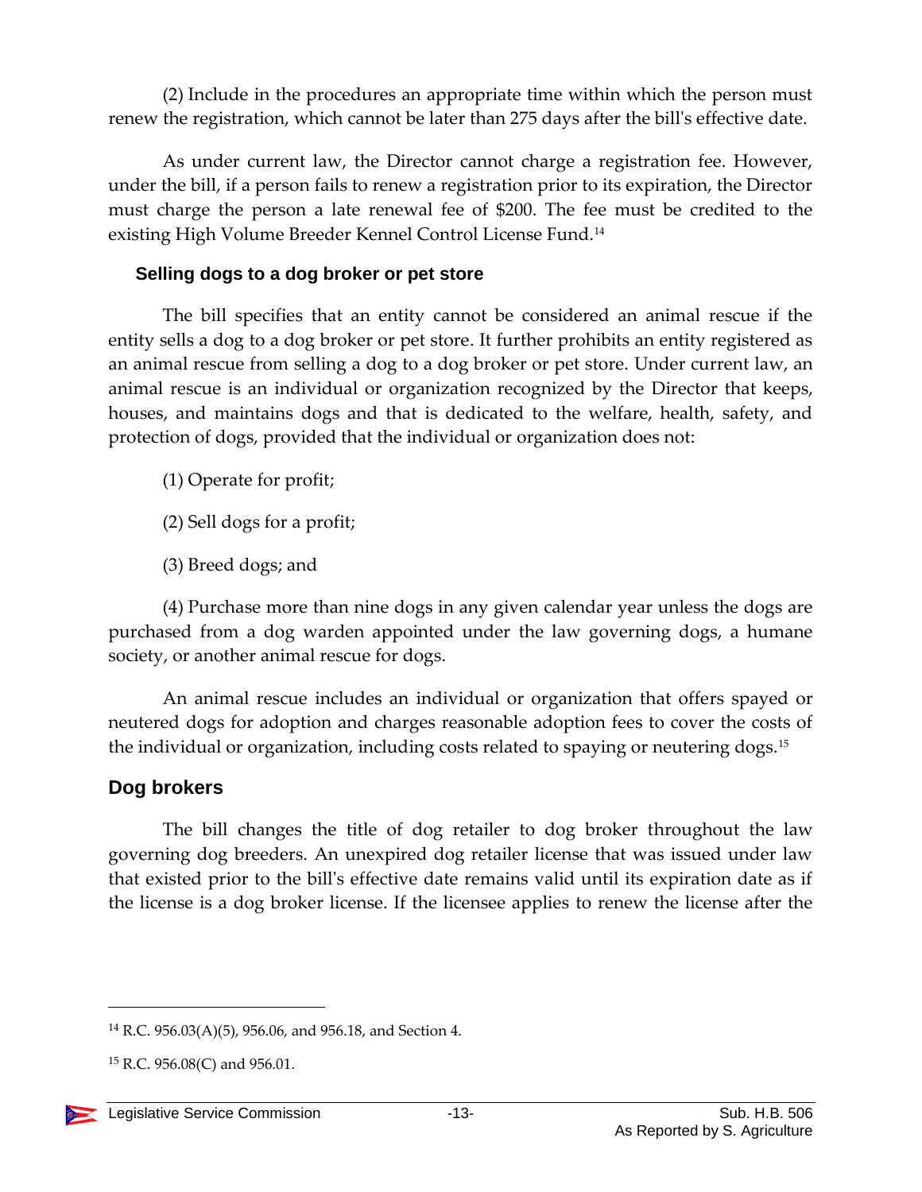(2) Include in the procedures an appropriate time within which the person must renew the registration, which cannot be later than 275 days after the bill's effective date.

As under current law, the Director cannot charge a registration fee. However, under the bill, if a person fails to renew a registration prior to its expiration, the Director must charge the person a late renewal fee of $200. The fee must be credited to the existing High Volume Breeder Kennel Control License Fund.[14]

#### Selling dogs to a dog broker or pet store

The bill specifies that an entity cannot be considered an animal rescue if the entity sells a dog to a dog broker or pet store. It further prohibits an entity registered as an animal rescue from selling a dog to a dog broker or pet store. Under current law, an animal rescue is an individual or organization recognized by the Director that keeps, houses, and maintains dogs and that is dedicated to the welfare, health, safety, and protection of dogs, provided that the individual or organization does not:

(1) Operate for profit;

(2) Sell dogs for a profit;

(3) Breed dogs; and

(4) Purchase more than nine dogs in any given calendar year unless the dogs are purchased from a dog warden appointed under the law governing dogs, a humane society, or another animal rescue for dogs.

An animal rescue includes an individual or organization that offers spayed or neutered dogs for adoption and charges reasonable adoption fees to cover the costs of the individual or organization, including costs related to spaying or neutering dogs.[15]

### Dog brokers

The bill changes the title of dog retailer to dog broker throughout the law governing dog breeders. An unexpired dog retailer license that was issued under law that existed prior to the bill's effective date remains valid until its expiration date as if the license is a dog broker license. If the licensee applies to renew the license after the

---

[14] R.C. 956.03(A)(5), 956.06, and 956.18, and Section 4.

[15] R.C. 956.08(C) and 956.01.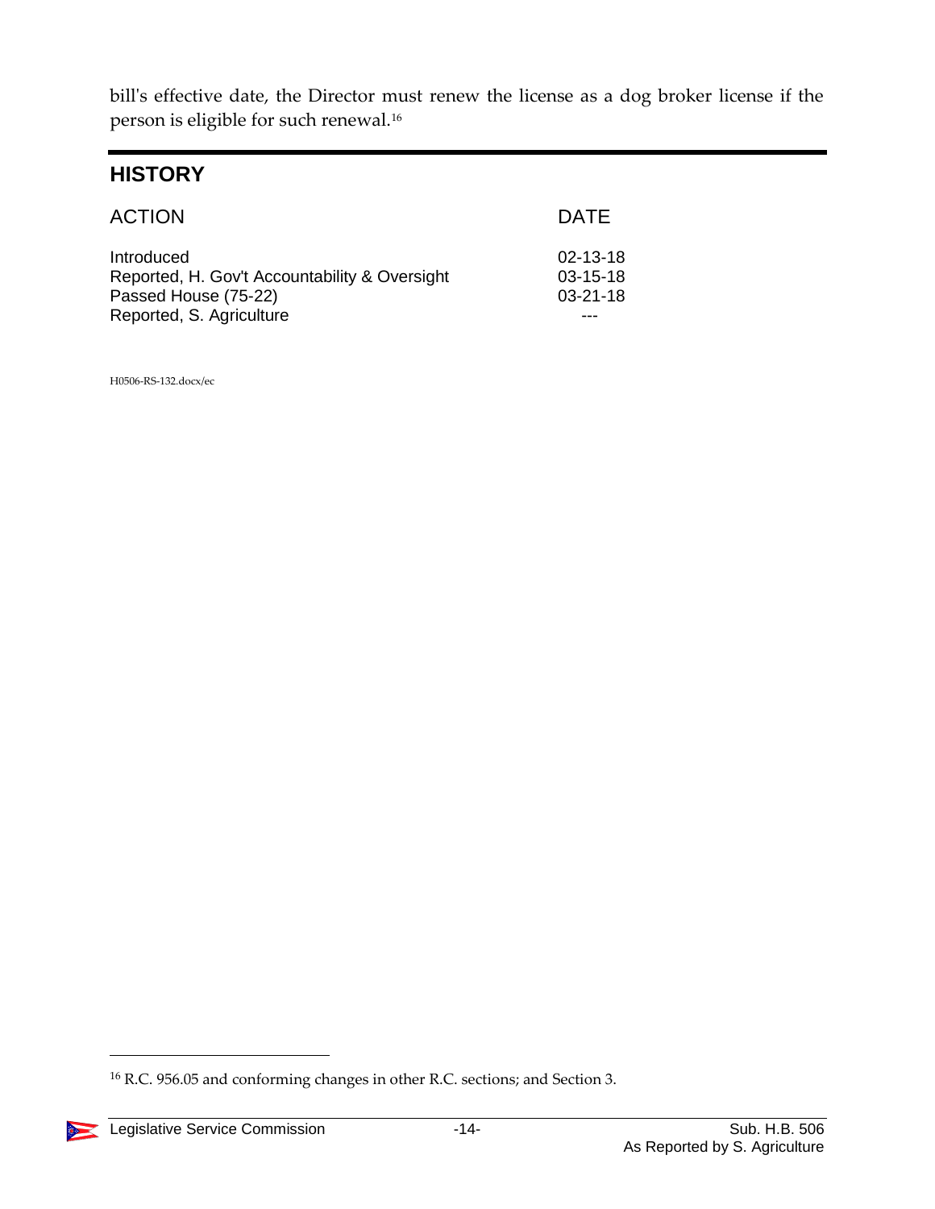bill's effective date, the Director must renew the license as a dog broker license if the person is eligible for such renewal.[16]

## HISTORY

| ACTION | DATE |
| --- | --- |
| Introduced | 02-13-18 |
| Reported, H. Gov't Accountability & Oversight | 03-15-18 |
| Passed House (75-22) | 03-21-18 |
| Reported, S. Agriculture | --- |

H0506-RS-132.docx/ec

[16] R.C. 956.05 and conforming changes in other R.C. sections; and Section 3.